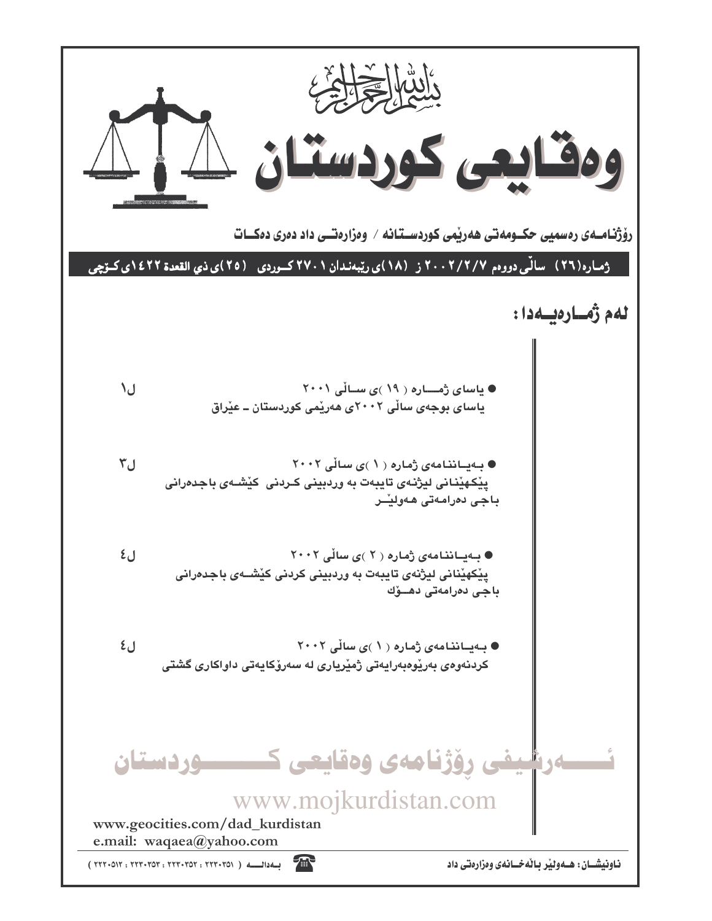بسم الله الرحمن الرحيم

# وەقایعی کوردستان

**رۆژنامەی رەسمیی حکومەتی هەرێمی کوردستانە / وەزارەتی داد دەری دەکات**

**ژمارە(٢٦) ساڵی دووەم ٢٠٠٢/٢/٧ ز (١٨)ی رێبەندان ٢٧٠١ کوردی (٢٥)ی ذي القعدة ١٤٢٢ی کۆچی**

## لەم ژمارەیەدا:

● یاسای ژمارە (١٩)ی ساڵی ٢٠٠١
یاسای بوجەی ساڵی ٢٠٠٢ی هەرێمی کوردستان ـ عێراق — ل١

● بەیاننامەی ژمارە (١)ی ساڵی ٢٠٠٢
پێکهێنانی لیژنەی تایبەت بە وردبینی کردنی کێشەی باجدەرانی باجی دەرامەتی هەولێر — ل٣

● بەیاننامەی ژمارە (٢)ی ساڵی ٢٠٠٢
پێکهێنانی لیژنەی تایبەت بە وردبینی کردنی کێشەی باجدەرانی باجی دەرامەتی دهۆك — ل٤

● بەیاننامەی ژمارە (١)ی ساڵی ٢٠٠٢
کردنەوەی بەرێوەبەرایەتی ژمێریاری لە سەرۆکایەتی داواکاری گشتی — ل٤

ئەرشیفی رۆژنامەی وەقایعی کوردستان

www.mojkurdistan.com

www.geocities.com/dad_kurdistan
e.mail: waqaea@yahoo.com

ناونیشان: هەولێر باڵەخانەی وەزارەتی داد

بەدالە (٢٢٣٠٣٥١ : ٢٢٣٠٣٥٢ : ٢٢٣٠٣٥٣ : ٢٢٢٠٥١٢)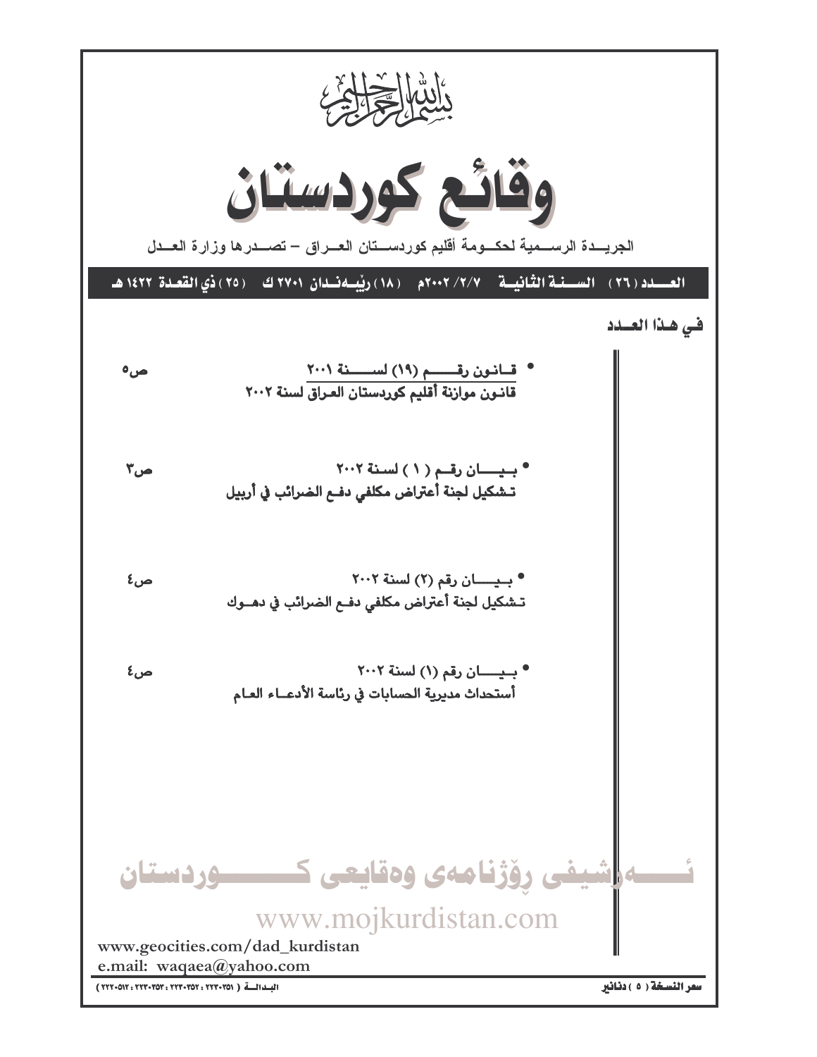بسم الله الرحمن الرحيم

# وقائع كوردستان

الجريـدة الرسـمية لحكـومة أقليم كوردسـتان العـراق – تصـدرها وزارة العـدل

**العـدد (٢٦) السـنة الثانيـة ٢/٧/ ٢٠٠٢م (١٨) رێبەندان ٢٧٠١ ك (٢٥) ذي القعدة ١٤٢٢ هـ**

## في هـذا العـدد

- **قـانون رقـم (١٩) لسـنة ٢٠٠١**
  **قانون موازنة أقليم كوردستان العراق لسنة ٢٠٠٢** ص٥

- **بيـان رقـم (١) لسنة ٢٠٠٢**
  **تشكيل لجنة أعتراض مكلفي دفع الضرائب في أربيل** ص٣

- **بيـان رقم (٢) لسنة ٢٠٠٢**
  **تشكيل لجنة أعتراض مكلفي دفع الضرائب في دهـوك** ص٤

- **بيـان رقم (١) لسنة ٢٠٠٢**
  **أستحداث مديرية الحسابات في رئاسة الأدعـاء العـام** ص٤

ئـەرشيفى رۆژنامەى وەقايعى كـوردستان

www.mojkurdistan.com

www.geocities.com/dad_kurdistan
e.mail: waqaea@yahoo.com

**سعر النسخة (٥) دنانير**

البدالة (٢٢٣٠٣٥١ : ٢٢٣٠٣٥٢ : ٢٢٣٠٣٥٣ : ٢٢٢٠٥١٢)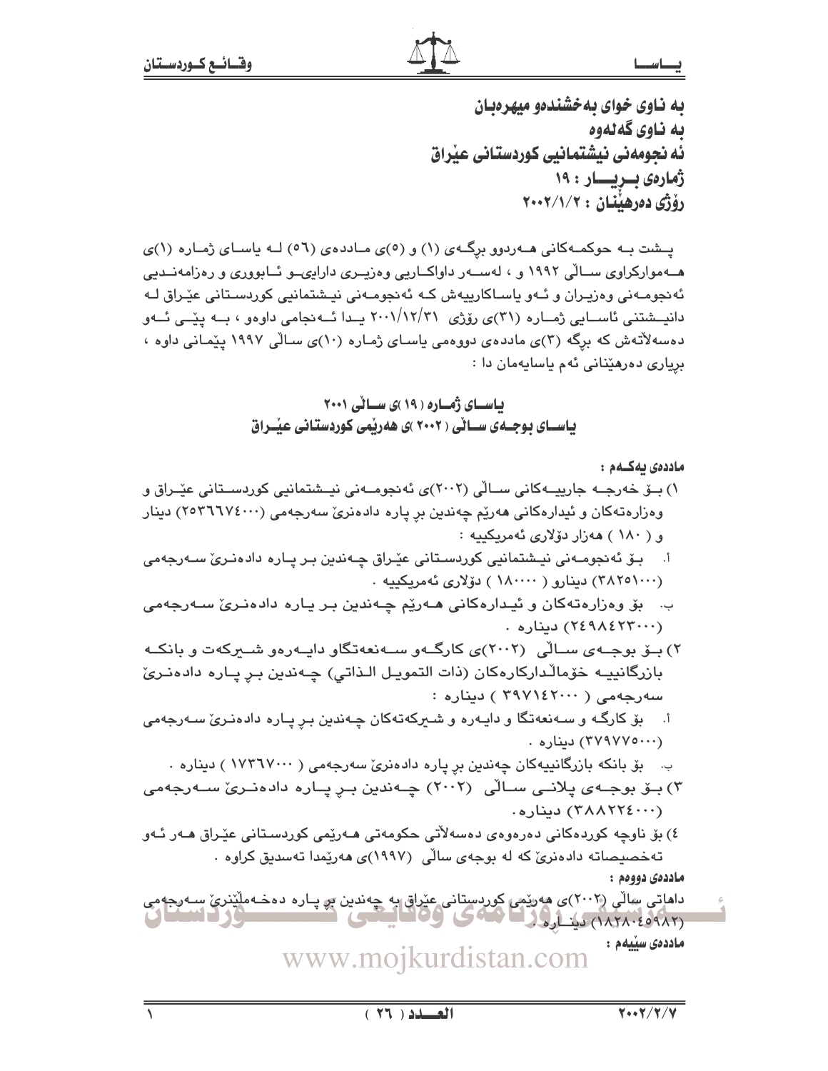**به ناوی خوای بەخشندەو میهرەبان**
**به ناوی گەلەوە**
**ئه نجومەنی نیشتمانیی کوردستانی عێراق**
**ژمارەی بــڕیــــار : ١٩**
**رۆژی دەرهێنان : ٢٠٠٢/١/٢**

پـشت بـه حوکمـەکانی هـەردوو برگـەی (١) و (٥)ی مـاددەی (٥٦) لـە یاسـای ژمـارە (١)ی هـەموارکراوی سـاڵی ١٩٩٢ و ، لەسـەر داواکـاریی وەزیـری دارایـیو ئـابووری و رەزامەنـدیی ئەنجومـەنی وەزیـران و ئـەو یاساکارییەش کـە ئەنجومـەنی نیـشتمانیی کوردسـتانی عێـراق لـە دانیـشتنی ئاسـایی ژمـارە (٣١)ی رۆژی ٢٠٠١/١٢/٣١ یـدا ئـەنجامی داوەو ، بـە پێـی ئـەو دەسەلاتەش کە برگە (٣)ی ماددەی دووەمی یاسای ژمارە (١٠)ی ساڵی ١٩٩٧ پێمـانی داوە ، بڕیاری دەرهێنانی ئەم یاسایەمان دا :

## یاسـای ژمـارە (١٩)ی سـاڵی ٢٠٠١
## یاسـای بوجـەی سـاڵی (٢٠٠٢)ی هەرێمی کوردستانی عێـراق

**ماددەی یەکـەم :**

١) بـۆ خەرجـە جارییـەکانی سـاڵی (٢٠٠٢)ی ئەنجومـەنی نیـشتمانیی کوردسـتانی عێـراق و وەزارەتەکان و ئیدارەکانی هەرێم چەندین بڕ پارە دادەنرێ سەرجەمی (٢٥٣٦٦٧٤٠٠٠) دینار و (١٨٠) هەزار دۆلاری ئەمریکییە :

أ. بـۆ ئەنجومـەنی نیـشتمانیی کوردسـتانی عێـراق چـەندین بـر پـارە دادەنـرێ سـەرجەمی (٣٨٢٥١٠٠٠) دینارو (١٨٠٠٠٠) دۆلاری ئەمریکییە .

ب. بۆ وەزارەتەکان و ئیـدارەکانی هـەرێم چـەندین بـر پـارە دادەنـرێ سـەرجەمی (٢٤٩٨٤٢٣٠٠٠) دینارە .

٢) بـۆ بوجـەی سـاڵی (٢٠٠٢)ی کارگـەو سـەنعەتگاو دایـەرەو شـیرکەت و بانکـە بازرگانییـە خۆماڵدارکارەکان (ذات التمویل الذاتي) چـەندین بـڕ پـارە دادەنـرێ سەرجەمی ( ٣٩٧١٤٢٠٠٠ ) دینارە :

أ. بۆ کارگـە و سـەنعەتگا و دایـەرە و شـیرکەتەکان چـەندین بـڕ پـارە دادەنـرێ سـەرجەمی (٣٧٩٧٧٥٠٠٠) دینارە .

ب. بۆ بانکە بازرگانییەکان چەندین بڕ پارە دادەنرێ سەرجەمی ( ١٧٣٦٧٠٠٠ ) دینارە .

٣) بـۆ بوجـەی پلانـی سـاڵی (٢٠٠٢) چـەندین بـڕ پـارە دادەنـرێ سـەرجەمی (٣٨٨٢٢٤٠٠٠) دینارە.

٤) بۆ ناوچە کوردەکانی دەرەوەی دەسەلاتی حکومەتی هـەرێمی کوردستانی عێراق هـەر ئـەو تەخصیصاتە دادەنرێ کە لە بوجەی ساڵی (١٩٩٧)ی هەرێمدا تەسدیق کراوە .

**ماددەی دووەم :**

داهاتی ساڵی (٢٠٠٢)ی هەرێمی کوردستانی عێراق بە چەندین بڕ پـارە دەخـەملێنرێ سـەرجەمی (١٨٢٨٠٤٥٩٨٢) دینـارە .

**ماددەی سێیەم :**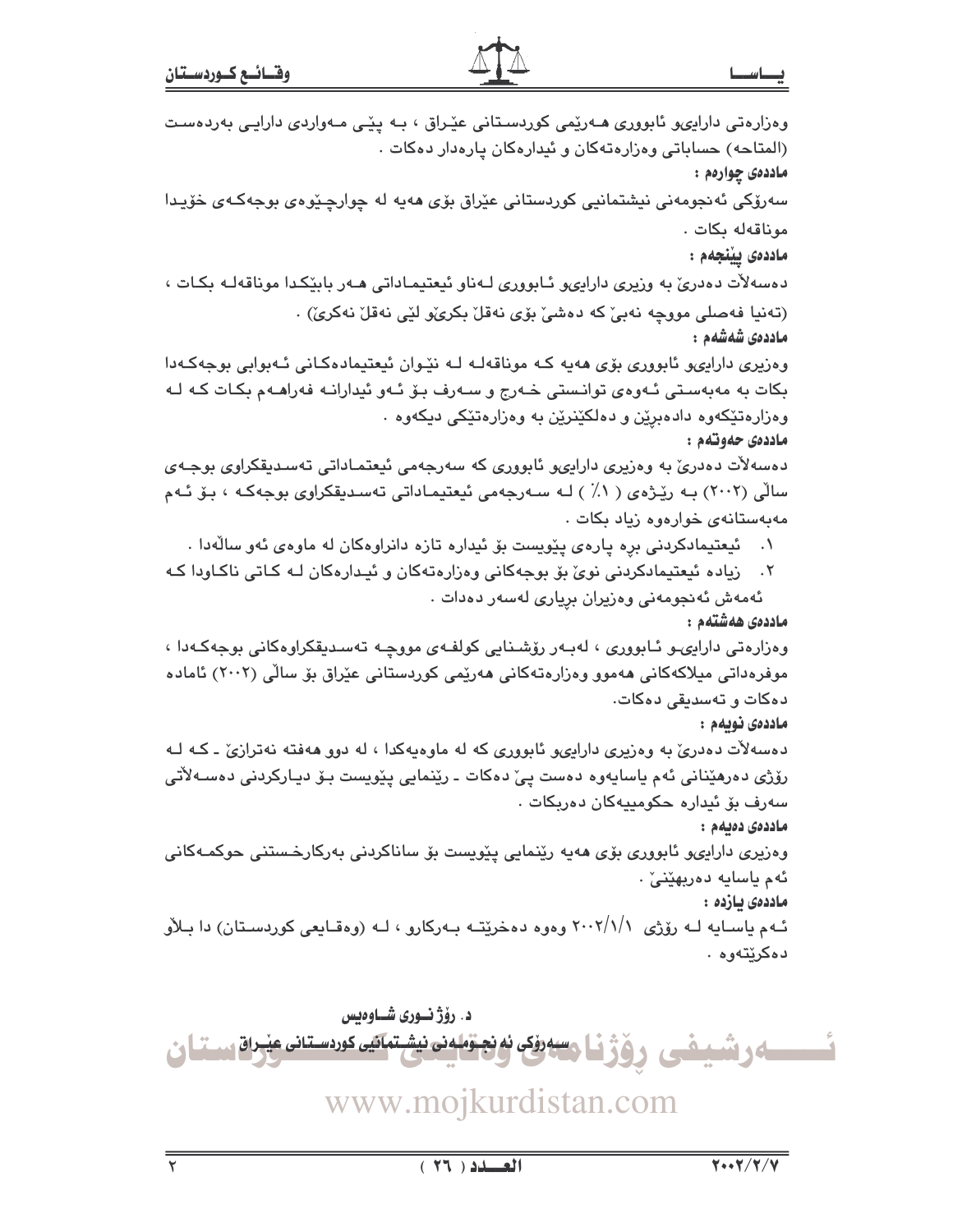وەزارەتی دارایی‌و ئابووری هەرێمی کوردستانی عێراق ، بە پێی مەواردی دارایی بەردەست (المتاحە) حساباتی وەزارەتەکان و ئیدارەکان پارەدار دەکات .

**ماددەی چوارەم :**

سەرۆکی ئەنجومەنی نیشتمانیی کوردستانی عێراق بۆی هەیە لە چوارچێوەی بوجەکەی خۆیدا موناقەلە بکات .

**ماددەی پێنجەم :**

دەسەڵات دەدرێ بە وزیری دارایی‌و ئابووری لەناو ئیعتیماداتی هەر بابێکدا موناقەلە بکات ، (تەنیا فەصلی مووچە نەبێ کە دەشێ بۆی نەقڵ بکرێ‌و لێی نەقڵ نەکرێ) .

**ماددەی شەشەم :**

وەزیری دارایی‌و ئابووری بۆی هەیە کە موناقەلە لە نێوان ئیعتیمادەکانی ئەبوابی بوجەکەدا بکات بە مەبەستی ئەوەی توانستی خەرج و سەرف بۆ ئەو ئیدارانە فەراهەم بکات کە لە وەزارەتێکەوە دادەبڕێن و دەلکێنرێن بە وەزارەتێکی دیکەوە .

**ماددەی حەوتەم :**

دەسەڵات دەدرێ بە وەزیری دارایی‌و ئابووری کە سەرجەمی ئیعتماداتی تەسدیقکراوی بوجەی ساڵی (٢٠٠٢) بە رێژەی ( ١٪ ) لە سەرجەمی ئیعتیماداتی تەسدیقکراوی بوجەکە ، بۆ ئەم مەبەستانەی خوارەوە زیاد بکات .

١. ئیعتیمادکردنی بڕە پارەی پێویست بۆ ئیدارە تازە دانراوەکان لە ماوەی ئەو ساڵەدا .
٢. زیادە ئیعتیمادکردنی نوێ بۆ بوجەکانی وەزارەتەکان و ئیدارەکان لە کاتی ناکاودا کە ئەمەش ئەنجومەنی وەزیران بڕیاری لەسەر دەدات .

**ماددەی هەشتەم :**

وەزارەتی دارایی‌و ئابووری ، لەبەر رۆشنایی کولفەی مووچە تەسدیقکراوەکانی بوجەکەدا ، موفرەداتی میلاکەکانی هەموو وەزارەتەکانی هەرێمی کوردستانی عێراق بۆ ساڵی (٢٠٠٢) ئامادە دەکات و تەسدیقی دەکات.

**ماددەی نویەم :**

دەسەڵات دەدرێ بە وەزیری دارایی‌و ئابووری کە لە ماوەیەکدا ، لە دوو هەفتە نەترازێ ـ کە لە رۆژی دەرهێنانی ئەم یاسایەوە دەست پێ دەکات ـ رێنمایی پێویست بۆ دیارکردنی دەسەڵاتی سەرف بۆ ئیدارە حکومییەکان دەربکات .

**ماددەی دەیەم :**

وەزیری دارایی‌و ئابووری بۆی هەیە رێنمایی پێویست بۆ ساناکردنی بەرکارخستنی حوکمەکانی ئەم یاسایە دەربهێنێ .

**ماددەی یازدە :**

ئەم یاسایە لە رۆژی ٢٠٠٢/١/١ وەوە دەخرێتە بەرکارو ، لە (وەقایعی کوردستان) دا بڵاو دەکرێتەوە .

د. رۆژ نوری شاوەیس

سەرۆکی ئەنجومەنی نیشتمانیی کوردستانی عێراق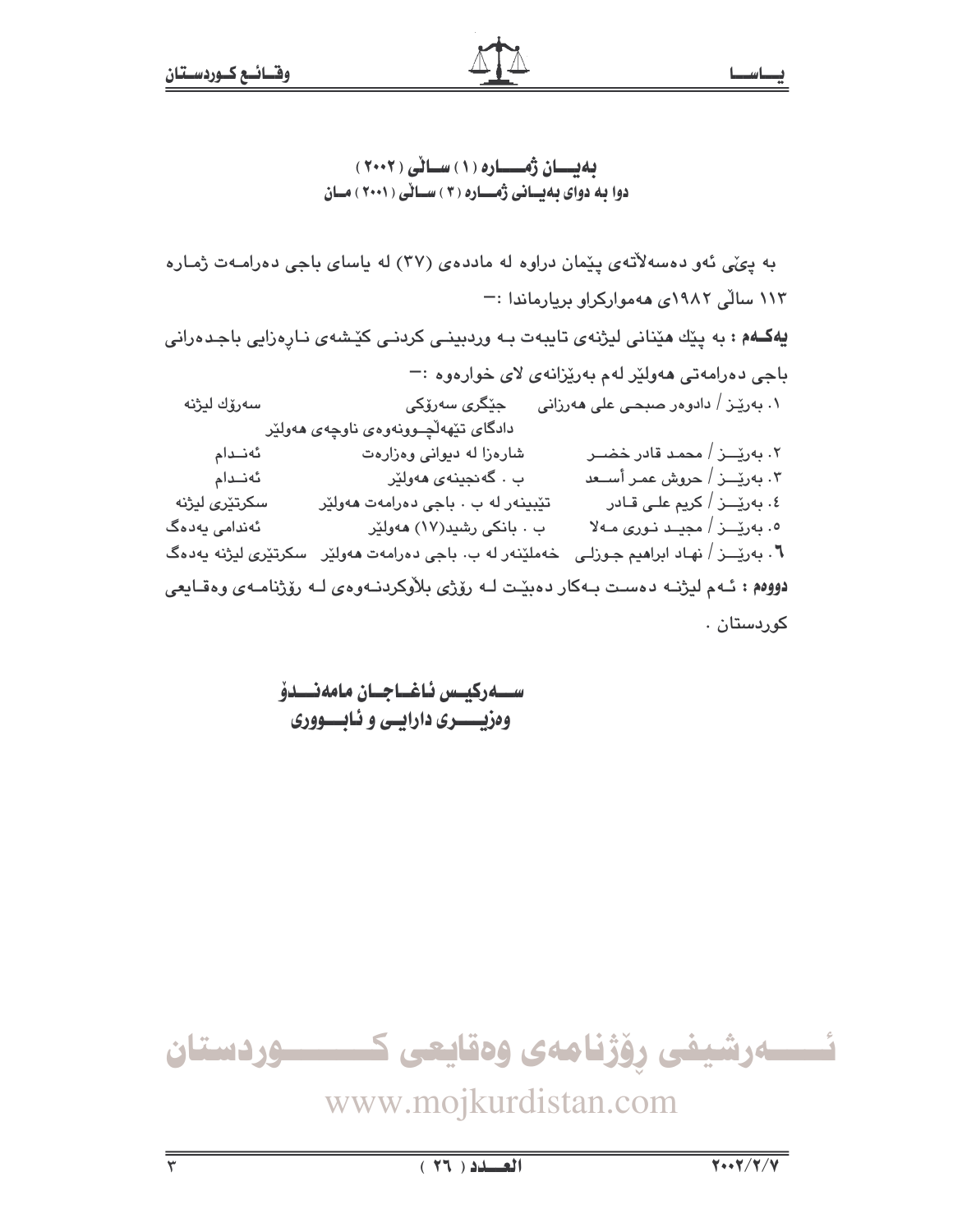## بەیـــان ژمــــارە (١) ســاڵی (٢٠٠٢)
## دوا بە دوای بەیـانی ژمــارە (٣) ســاڵی (٢٠٠١) مـان

بە پێی ئەو دەسەلاَتەی پێمان دراوە لە ماددەی (٣٧) لە یاسای باجی دەرامـەت ژمـارە ١١٣ ساڵی ١٩٨٢ی هەموارکراو بریارماندا :-

**یەکـەم :** بە پێك هێنانی لیژنەی تایبەت بـە وردبینـی کردنـی کێشەی نـاڕەزایی باجـدەرانی باجی دەرامەتی هەولێر لەم بەرێزانەی لای خوارەوە :-

| | | |
|---|---|---|
| ١. بەرێـز / دادوەر صبحـی علی هەرزانی | جێگری سەرۆکی دادگای تێهەڵچـوونەوەی ناوچەی هەولێر | سەرۆك لیژنە |
| ٢. بەرێـــز / محمـد قادر خضــر | شارەزا لە دیوانی وەزارەت | ئەنـدام |
| ٣. بەرێـــز / حروش عمـر أسـعد | ب . گەنجینەی هەولێر | ئەنـدام |
| ٤. بەرێـــز / کریم علـی قـادر | تێبینەر لە ب . باجی دەرامەت هەولێر | سکرتێری لیژنە |
| ٥. بەرێـــز / مجیـد نـوری مـەلا | ب . بانکی رشید(١٧) هەولێر | ئەندامی یەدەگ |
| ٦. بەرێـــز / نهـاد ابراهیم جـوزلـی | خەملێنەر لە ب. باجی دەرامەت هەولێر | سکرتێری لیژنە یەدەگ |

**دووەم :** ئـەم لیژنـە دەسـت بـەکار دەبێـت لـە رۆژی بلاَوکردنـەوەی لـە رۆژنامـەی وەقـایعی کوردستان .

**سـەرکیس ئاغـاجـان مامەنـدۆ**
**وەزیـــری دارایـی و ئـابــووری**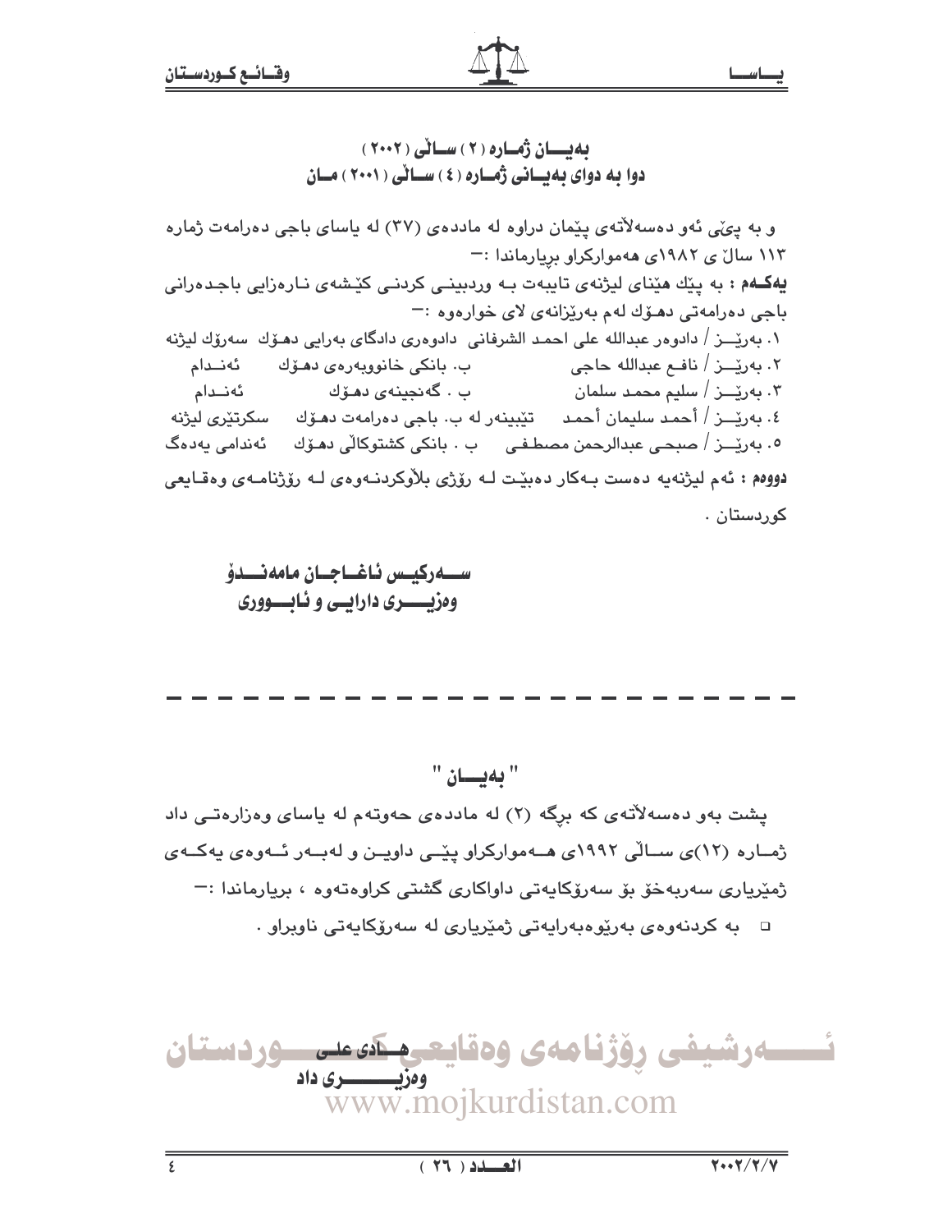## بەیـــان ژمـارە ( ٢ ) سـاڵی ( ٢٠٠٢ )
## دوا بە دوای بەیـانی ژمـارە ( ٤ ) سـاڵی ( ٢٠٠١ ) مـان

و بە پێی ئەو دەسەڵاتەی پێمان دراوە لە ماددەی (٣٧) لە یاسای باجی دەرامەت ژمارە ١١٣ ساڵ ی ١٩٨٢ی هەموارکراو بڕیارماندا :-

**یەکـەم :** بە پێك هێنای لیژنەی تایبەت بـە وردبینـی کردنـی کێشەی نـارەزایی باجـدەرانی باجی دەرامەتی دهـۆك لەم بەرێزانەی لای خوارەوە :-

١. بەرێـــز / دادوەر عبدالله علی احمد الشرفانی دادوەری دادگای بەرایی دهـۆك سەرۆك لیژنە
٢. بەرێـــز / نافـع عبدالله حاجی ب. بانکی خانووبەرەی دهـۆك ئەنـدام
٣. بەرێـــز / سلیم محمد سلمان ب . گەنجینەی دهـۆك ئەنـدام
٤. بەرێـــز / أحمد سلیمان أحمد تێبینەر لە ب. باجی دەرامەت دهـۆك سکرتێری لیژنە
٥. بەرێـــز / صبحی عبدالرحمن مصطفی ب . بانکی کشتوکاڵی دهـۆك ئەندامی یەدەگ

**دووەم :** ئەم لیژنەیە دەست بـەکار دەبێت لـە رۆژی بلاوکردنـەوەی لـە رۆژنامـەی وەقـایعی کوردستان .

**سـەرکیس ئاغـاجـان مامەنـدۆ**
**وەزیــری دارایـی و ئـابـووری**

---

## " بەیـــان "

پشت بەو دەسەڵاتەی کە برگە (٢) لە ماددەی حەوتەم لە یاسای وەزارەتـی داد ژمـارە (١٢)ی سـاڵی ١٩٩٢ی هـەموارکراو پێـی داویـن و لەبـەر ئـەوەی یەکـەی ژمێریاری سەربەخۆ بۆ سەرۆکایەتی داواکاری گشتی کراوەتەوە ، بریارماندا :-

- بە کردنەوەی بەرێوەبەرایەتی ژمێریاری لە سەرۆکایەتی ناوبراو .

**هـادی علـی**
**وەزیـــری داد**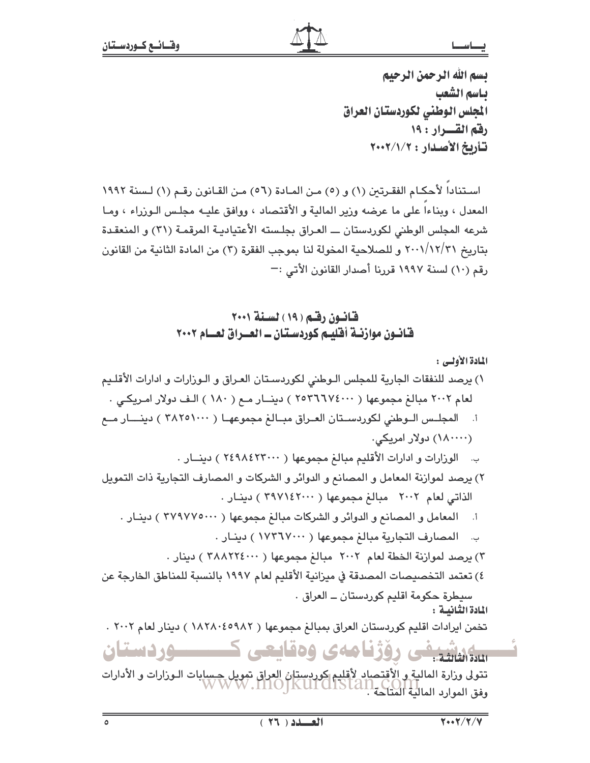**بسم الله الرحمن الرحيم**
**باسم الشعب**
**المجلس الوطني لكوردستان العراق**
**رقم القــرار : ١٩**
**تأريخ الأصدار : ٢٠٠٢/١/٢**

استناداً لأحكام الفقرتين (١) و (٥) من المادة (٥٦) من القانون رقم (١) لسنة ١٩٩٢ المعدل ، وبناءاً على ما عرضه وزير المالية و الأقتصاد ، ووافق عليه مجلس الوزراء ، وما شرعه المجلس الوطني لكوردستان ـــ العراق بجلسته الأعتيادية المرقمة (٣١) و المنعقدة بتاريخ ٢٠٠١/١٢/٣١ و للصلاحية المخولة لنا بموجب الفقرة (٣) من المادة الثانية من القانون رقم (١٠) لسنة ١٩٩٧ قررنا أصدار القانون الأتي :-

## قانون رقم (١٩) لسنة ٢٠٠١
## قانون موازنة أقليم كوردستان ـ العراق لعام ٢٠٠٢

**المادة الأولى :**

١) يرصد للنفقات الجارية للمجلس الوطني لكوردستان العراق و الوزارات و ادارات الأقليم لعام ٢٠٠٢ مبالغ مجموعها ( ٢٥٣٦٦٧٤٠٠٠ ) دينار مع ( ١٨٠ ) الف دولار امريكي .

أ. المجلس الوطني لكوردستان العراق مبالغ مجموعها ( ٣٨٢٥١٠٠٠ ) دينار مع (١٨٠٠٠٠) دولار امريكي.

ب. الوزارات و ادارات الأقليم مبالغ مجموعها ( ٢٤٩٨٤٢٣٠٠٠ ) دينار .

٢) يرصد لموازنة المعامل و المصانع و الدوائر و الشركات و المصارف التجارية ذات التمويل الذاتي لعام ٢٠٠٢ مبالغ مجموعها ( ٣٩٧١٤٢٠٠٠ ) دينار .

أ. المعامل و المصانع و الدوائر و الشركات مبالغ مجموعها ( ٣٧٩٧٧٥٠٠٠ ) دينار .

ب. المصارف التجارية مبالغ مجموعها ( ١٧٣٦٧٠٠٠ ) دينار .

٣) يرصد لموازنة الخطة لعام ٢٠٠٢ مبالغ مجموعها ( ٣٨٨٢٢٤٠٠٠ ) دينار .

٤) تعتمد التخصيصات المصدقة في ميزانية الأقليم لعام ١٩٩٧ بالنسبة للمناطق الخارجة عن سيطرة حكومة اقليم كوردستان ـ العراق .

**المادة الثانية :**

تخمن ايرادات اقليم كوردستان العراق بمبالغ مجموعها ( ١٨٢٨٠٤٥٩٨٢ ) دينار لعام ٢٠٠٢ .

**المادة الثالثة :**

تتولى وزارة المالية و الأقتصاد لأقليم كوردستان العراق تمويل حسابات الوزارات و الأدارات وفق الموارد المالية المتاحة .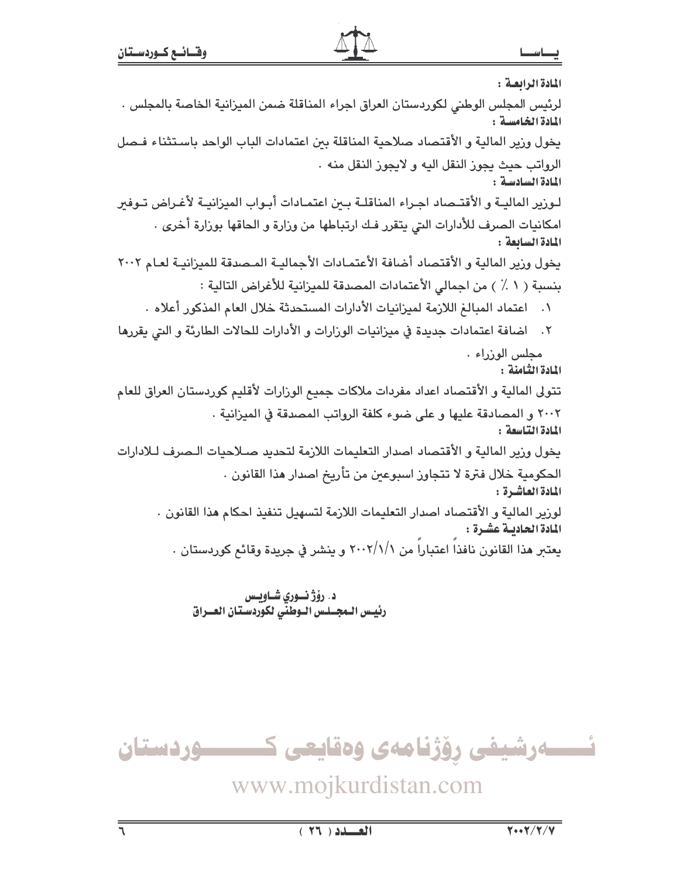**المادة الرابعة :**

لرئيس المجلس الوطني لكوردستان العراق اجراء المناقلة ضمن الميزانية الخاصة بالمجلس .

**المادة الخامسة :**

يخول وزير المالية و الأقتصاد صلاحية المناقلة بين اعتمادات الباب الواحد باستثناء فصل الرواتب حيث يجوز النقل اليه و لايجوز النقل منه .

**المادة السادسة :**

لوزير المالية و الأقتصاد اجراء المناقلة بين اعتمادات أبواب الميزانية لأغراض توفير امكانيات الصرف للأدارات التي يتقرر فك ارتباطها من وزارة و الحاقها بوزارة أخرى .

**المادة السابعة :**

يخول وزير المالية و الأقتصاد أضافة الأعتمادات الأجمالية المصدقة للميزانية لعام ٢٠٠٢ بنسبة ( ١ ٪ ) من اجمالي الأعتمادات المصدقة للميزانية للأغراض التالية :

١. اعتماد المبالغ اللازمة لميزانيات الأدارات المستحدثة خلال العام المذكور أعلاه .

٢. اضافة اعتمادات جديدة في ميزانيات الوزارات و الأدارات للحالات الطارئة و التي يقررها مجلس الوزراء .

**المادة الثامنة :**

تتولى المالية و الأقتصاد اعداد مفردات ملاكات جميع الوزارات لأقليم كوردستان العراق للعام ٢٠٠٢ و المصادقة عليها و على ضوء كلفة الرواتب المصدقة في الميزانية .

**المادة التاسعة :**

يخول وزير المالية و الأقتصاد اصدار التعليمات اللازمة لتحديد صلاحيات الصرف للادارات الحكومية خلال فترة لا تتجاوز اسبوعين من تأريخ اصدار هذا القانون .

**المادة العاشرة :**

لوزير المالية و الأقتصاد اصدار التعليمات اللازمة لتسهيل تنفيذ احكام هذا القانون .

**المادة الحادية عشرة :**

يعتبر هذا القانون نافذاً اعتباراً من ٢٠٠٢/١/١ و ينشر في جريدة وقائع كوردستان .

**د. رۆژ نوري شاويس**
**رئيس المجلس الوطني لكوردستان العراق**